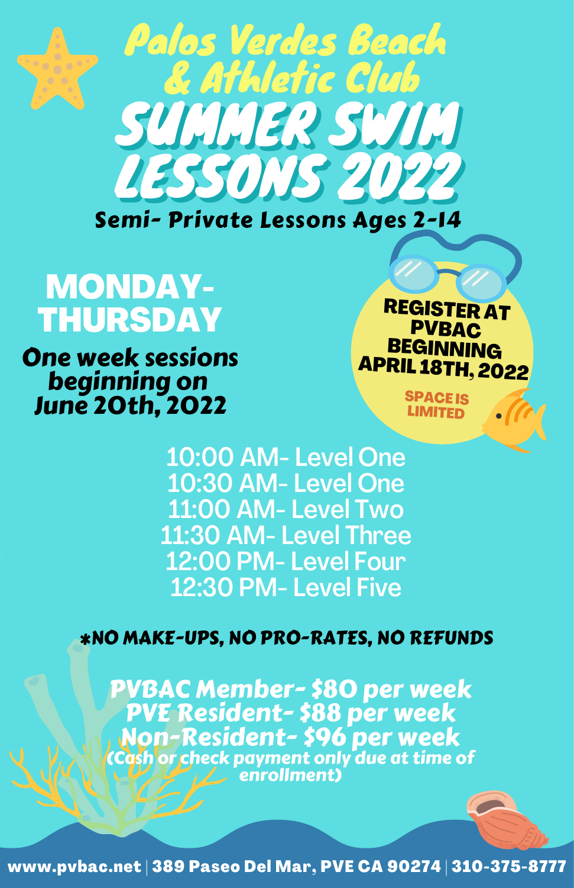# Palos Verdes Beach & Athletic Club

# SUMMER SWIM LESSONS 2022

**Semi- Private Lessons Ages 2-14**

## MONDAY-THURSDAY

***One week sessions beginning on June 20th, 2022***

**REGISTER AT PVBAC BEGINNING APRIL 18TH, 2022**

**SPACE IS LIMITED**

10:00 AM- Level One
10:30 AM- Level One
11:00 AM- Level Two
11:30 AM- Level Three
12:00 PM- Level Four
12:30 PM- Level Five

***NO MAKE-UPS, NO PRO-RATES, NO REFUNDS**

**PVBAC Member- $80 per week**
**PVE Resident- $88 per week**
**Non-Resident- $96 per week**
**(Cash or check payment only due at time of enrollment)**

www.pvbac.net | 389 Paseo Del Mar, PVE CA 90274 | 310-375-8777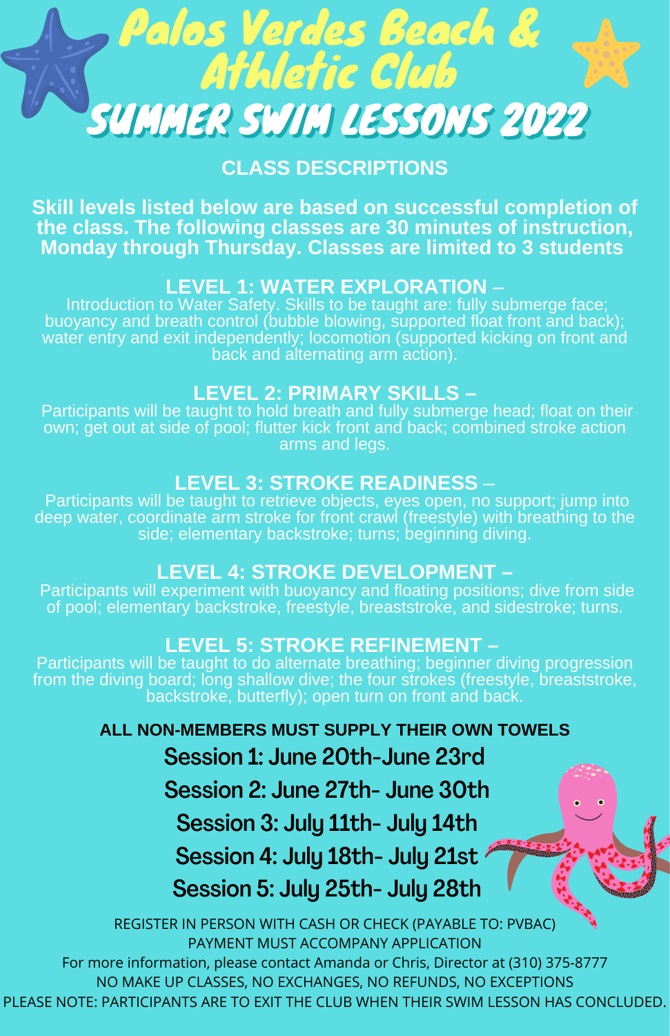# Palos Verdes Beach & Athletic Club

# SUMMER SWIM LESSONS 2022

## CLASS DESCRIPTIONS

**Skill levels listed below are based on successful completion of the class. The following classes are 30 minutes of instruction, Monday through Thursday. Classes are limited to 3 students**

### LEVEL 1: WATER EXPLORATION –

Introduction to Water Safety. Skills to be taught are: fully submerge face; buoyancy and breath control (bubble blowing, supported float front and back); water entry and exit independently; locomotion (supported kicking on front and back and alternating arm action).

### LEVEL 2: PRIMARY SKILLS –

Participants will be taught to hold breath and fully submerge head; float on their own; get out at side of pool; flutter kick front and back; combined stroke action arms and legs.

### LEVEL 3: STROKE READINESS –

Participants will be taught to retrieve objects, eyes open, no support; jump into deep water, coordinate arm stroke for front crawl (freestyle) with breathing to the side; elementary backstroke; turns; beginning diving.

### LEVEL 4: STROKE DEVELOPMENT –

Participants will experiment with buoyancy and floating positions; dive from side of pool; elementary backstroke, freestyle, breaststroke, and sidestroke; turns.

### LEVEL 5: STROKE REFINEMENT –

Participants will be taught to do alternate breathing; beginner diving progression from the diving board; long shallow dive; the four strokes (freestyle, breaststroke, backstroke, butterfly); open turn on front and back.

**ALL NON-MEMBERS MUST SUPPLY THEIR OWN TOWELS**

**Session 1: June 20th-June 23rd**

**Session 2: June 27th- June 30th**

**Session 3: July 11th- July 14th**

**Session 4: July 18th- July 21st**

**Session 5: July 25th- July 28th**

REGISTER IN PERSON WITH CASH OR CHECK (PAYABLE TO: PVBAC)
PAYMENT MUST ACCOMPANY APPLICATION
For more information, please contact Amanda or Chris, Director at (310) 375-8777
NO MAKE UP CLASSES, NO EXCHANGES, NO REFUNDS, NO EXCEPTIONS
PLEASE NOTE: PARTICIPANTS ARE TO EXIT THE CLUB WHEN THEIR SWIM LESSON HAS CONCLUDED.